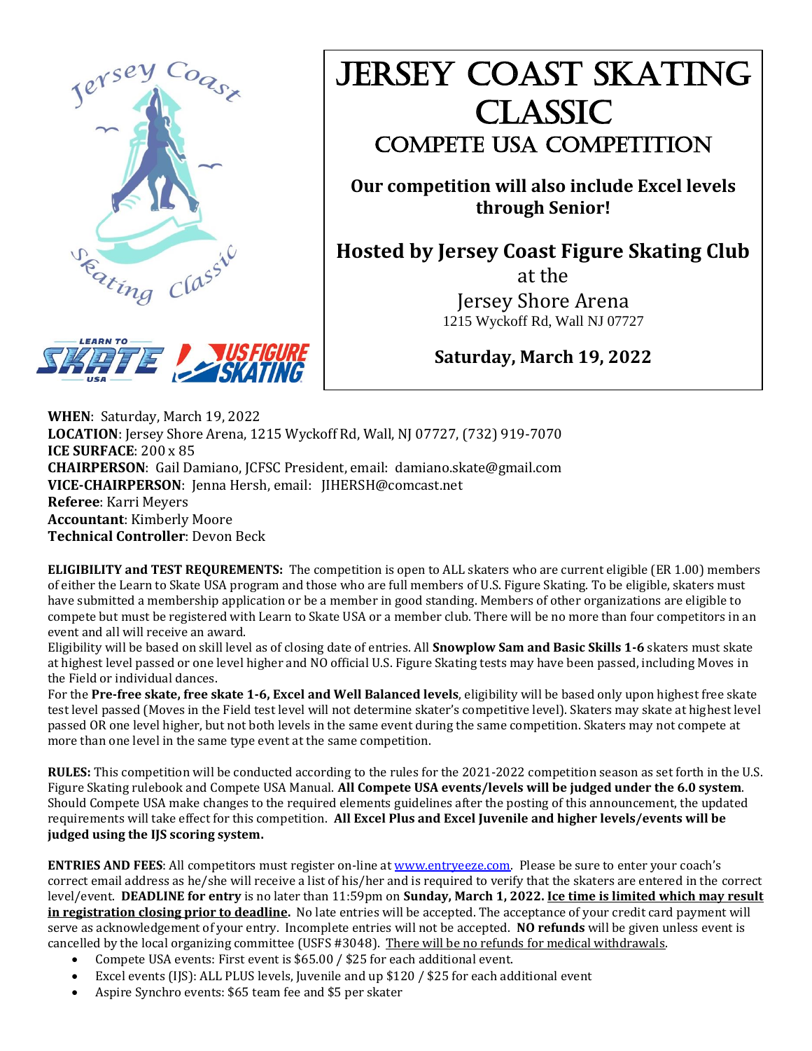# Jersey Coast Skating Classic

## Compete USA Competition

**Our competition will also include Excel levels through Senior!**

**Hosted by Jersey Coast Figure Skating Club**

at the

Jersey Shore Arena

1215 Wyckoff Rd, Wall NJ 07727

**Saturday, March 19, 2022**

**WHEN**: Saturday, March 19, 2022
**LOCATION**: Jersey Shore Arena, 1215 Wyckoff Rd, Wall, NJ 07727, (732) 919-7070
**ICE SURFACE**: 200 x 85
**CHAIRPERSON**: Gail Damiano, JCFSC President, email: damiano.skate@gmail.com
**VICE-CHAIRPERSON**: Jenna Hersh, email: JIHERSH@comcast.net
**Referee**: Karri Meyers
**Accountant**: Kimberly Moore
**Technical Controller**: Devon Beck

**ELIGIBILITY and TEST REQUREMENTS:** The competition is open to ALL skaters who are current eligible (ER 1.00) members of either the Learn to Skate USA program and those who are full members of U.S. Figure Skating. To be eligible, skaters must have submitted a membership application or be a member in good standing. Members of other organizations are eligible to compete but must be registered with Learn to Skate USA or a member club. There will be no more than four competitors in an event and all will receive an award.
Eligibility will be based on skill level as of closing date of entries. All **Snowplow Sam and Basic Skills 1-6** skaters must skate at highest level passed or one level higher and NO official U.S. Figure Skating tests may have been passed, including Moves in the Field or individual dances.
For the **Pre-free skate, free skate 1-6, Excel and Well Balanced levels**, eligibility will be based only upon highest free skate test level passed (Moves in the Field test level will not determine skater's competitive level). Skaters may skate at highest level passed OR one level higher, but not both levels in the same event during the same competition. Skaters may not compete at more than one level in the same type event at the same competition.

**RULES:** This competition will be conducted according to the rules for the 2021-2022 competition season as set forth in the U.S. Figure Skating rulebook and Compete USA Manual. **All Compete USA events/levels will be judged under the 6.0 system**. Should Compete USA make changes to the required elements guidelines after the posting of this announcement, the updated requirements will take effect for this competition. **All Excel Plus and Excel Juvenile and higher levels/events will be judged using the IJS scoring system.**

**ENTRIES AND FEES**: All competitors must register on-line at www.entryeeze.com. Please be sure to enter your coach's correct email address as he/she will receive a list of his/her and is required to verify that the skaters are entered in the correct level/event. **DEADLINE for entry** is no later than 11:59pm on **Sunday, March 1, 2022. Ice time is limited which may result in registration closing prior to deadline.** No late entries will be accepted. The acceptance of your credit card payment will serve as acknowledgement of your entry. Incomplete entries will not be accepted. **NO refunds** will be given unless event is cancelled by the local organizing committee (USFS #3048). There will be no refunds for medical withdrawals.

- Compete USA events: First event is $65.00 / $25 for each additional event.
- Excel events (IJS): ALL PLUS levels, Juvenile and up $120 / $25 for each additional event
- Aspire Synchro events: $65 team fee and $5 per skater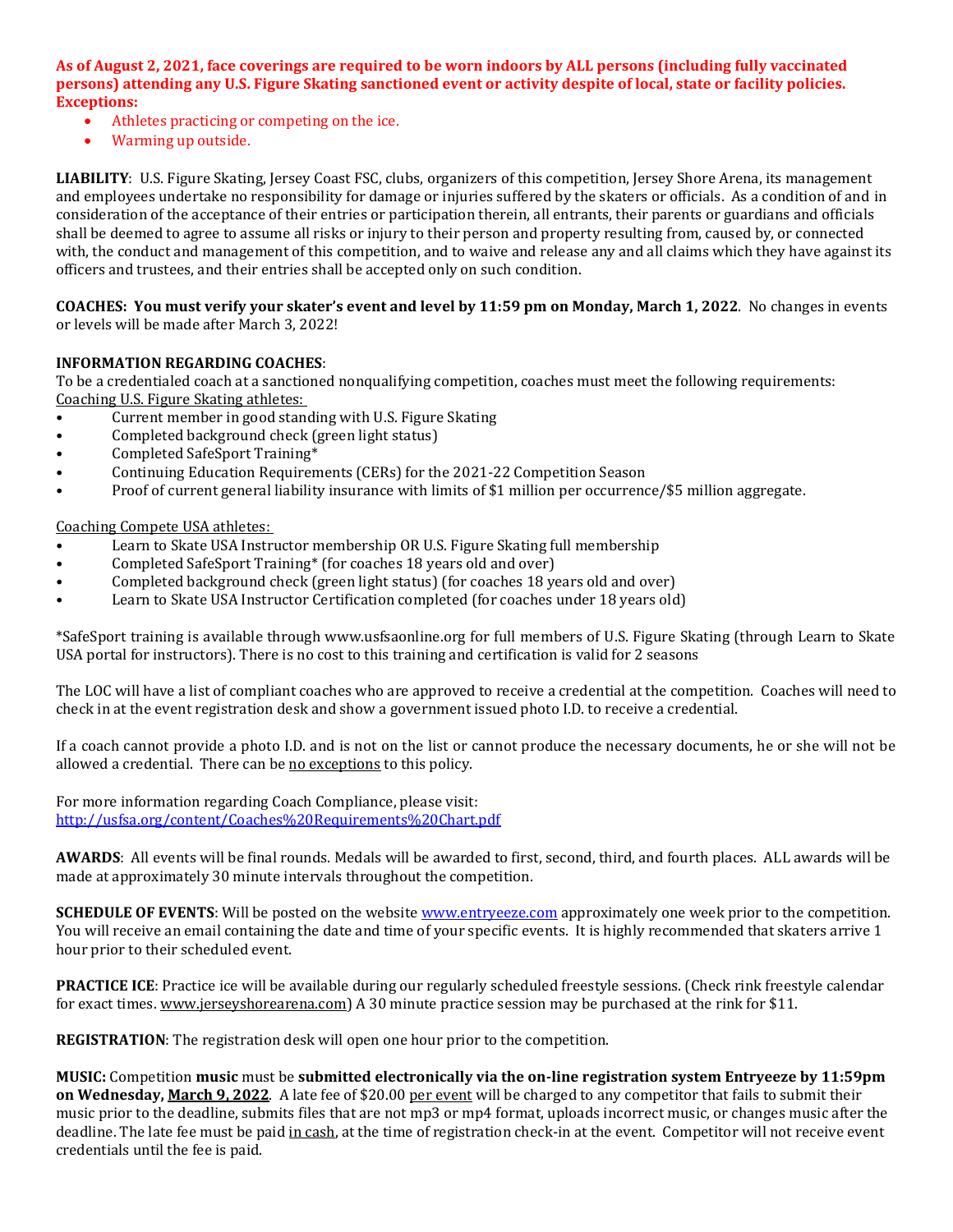**As of August 2, 2021, face coverings are required to be worn indoors by ALL persons (including fully vaccinated persons) attending any U.S. Figure Skating sanctioned event or activity despite of local, state or facility policies. Exceptions:**

- Athletes practicing or competing on the ice.
- Warming up outside.

**LIABILITY**: U.S. Figure Skating, Jersey Coast FSC, clubs, organizers of this competition, Jersey Shore Arena, its management and employees undertake no responsibility for damage or injuries suffered by the skaters or officials. As a condition of and in consideration of the acceptance of their entries or participation therein, all entrants, their parents or guardians and officials shall be deemed to agree to assume all risks or injury to their person and property resulting from, caused by, or connected with, the conduct and management of this competition, and to waive and release any and all claims which they have against its officers and trustees, and their entries shall be accepted only on such condition.

**COACHES: You must verify your skater's event and level by 11:59 pm on Monday, March 1, 2022**. No changes in events or levels will be made after March 3, 2022!

**INFORMATION REGARDING COACHES**:
To be a credentialed coach at a sanctioned nonqualifying competition, coaches must meet the following requirements:
Coaching U.S. Figure Skating athletes:

- Current member in good standing with U.S. Figure Skating
- Completed background check (green light status)
- Completed SafeSport Training*
- Continuing Education Requirements (CERs) for the 2021-22 Competition Season
- Proof of current general liability insurance with limits of $1 million per occurrence/$5 million aggregate.

Coaching Compete USA athletes:

- Learn to Skate USA Instructor membership OR U.S. Figure Skating full membership
- Completed SafeSport Training* (for coaches 18 years old and over)
- Completed background check (green light status) (for coaches 18 years old and over)
- Learn to Skate USA Instructor Certification completed (for coaches under 18 years old)

*SafeSport training is available through www.usfsaonline.org for full members of U.S. Figure Skating (through Learn to Skate USA portal for instructors). There is no cost to this training and certification is valid for 2 seasons

The LOC will have a list of compliant coaches who are approved to receive a credential at the competition. Coaches will need to check in at the event registration desk and show a government issued photo I.D. to receive a credential.

If a coach cannot provide a photo I.D. and is not on the list or cannot produce the necessary documents, he or she will not be allowed a credential. There can be no exceptions to this policy.

For more information regarding Coach Compliance, please visit:
http://usfsa.org/content/Coaches%20Requirements%20Chart.pdf

**AWARDS**: All events will be final rounds. Medals will be awarded to first, second, third, and fourth places. ALL awards will be made at approximately 30 minute intervals throughout the competition.

**SCHEDULE OF EVENTS**: Will be posted on the website www.entryeeze.com approximately one week prior to the competition. You will receive an email containing the date and time of your specific events. It is highly recommended that skaters arrive 1 hour prior to their scheduled event.

**PRACTICE ICE**: Practice ice will be available during our regularly scheduled freestyle sessions. (Check rink freestyle calendar for exact times. www.jerseyshorearena.com) A 30 minute practice session may be purchased at the rink for $11.

**REGISTRATION**: The registration desk will open one hour prior to the competition.

**MUSIC:** Competition **music** must be **submitted electronically via the on-line registration system Entryeeze by 11:59pm on Wednesday, March 9, 2022**. A late fee of $20.00 per event will be charged to any competitor that fails to submit their music prior to the deadline, submits files that are not mp3 or mp4 format, uploads incorrect music, or changes music after the deadline. The late fee must be paid in cash, at the time of registration check-in at the event. Competitor will not receive event credentials until the fee is paid.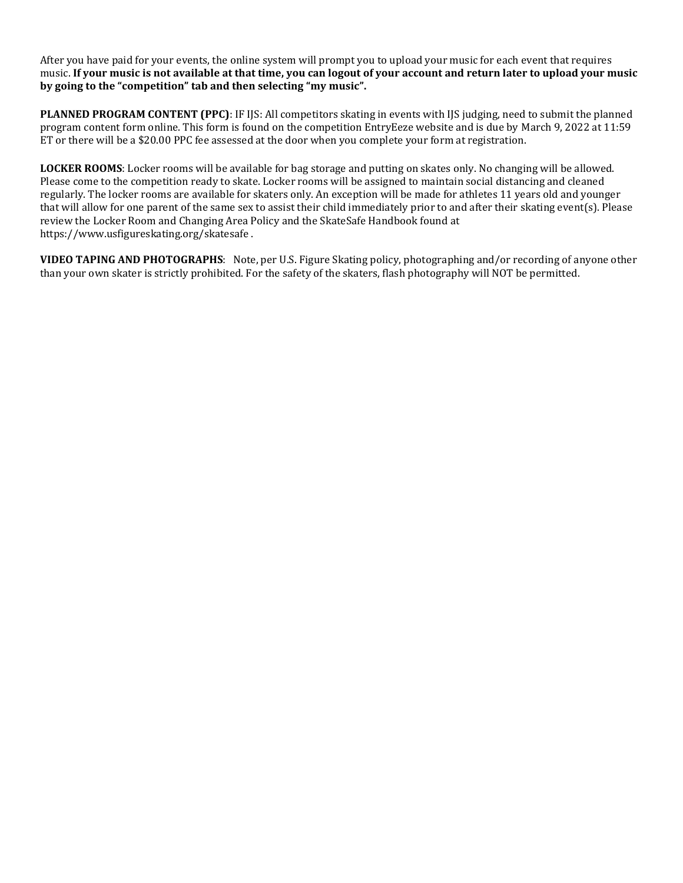After you have paid for your events, the online system will prompt you to upload your music for each event that requires music. **If your music is not available at that time, you can logout of your account and return later to upload your music by going to the "competition" tab and then selecting "my music".**

**PLANNED PROGRAM CONTENT (PPC)**: IF IJS: All competitors skating in events with IJS judging, need to submit the planned program content form online. This form is found on the competition EntryEeze website and is due by March 9, 2022 at 11:59 ET or there will be a $20.00 PPC fee assessed at the door when you complete your form at registration.

**LOCKER ROOMS**: Locker rooms will be available for bag storage and putting on skates only. No changing will be allowed. Please come to the competition ready to skate. Locker rooms will be assigned to maintain social distancing and cleaned regularly. The locker rooms are available for skaters only. An exception will be made for athletes 11 years old and younger that will allow for one parent of the same sex to assist their child immediately prior to and after their skating event(s). Please review the Locker Room and Changing Area Policy and the SkateSafe Handbook found at https://www.usfigureskating.org/skatesafe .

**VIDEO TAPING AND PHOTOGRAPHS**: Note, per U.S. Figure Skating policy, photographing and/or recording of anyone other than your own skater is strictly prohibited. For the safety of the skaters, flash photography will NOT be permitted.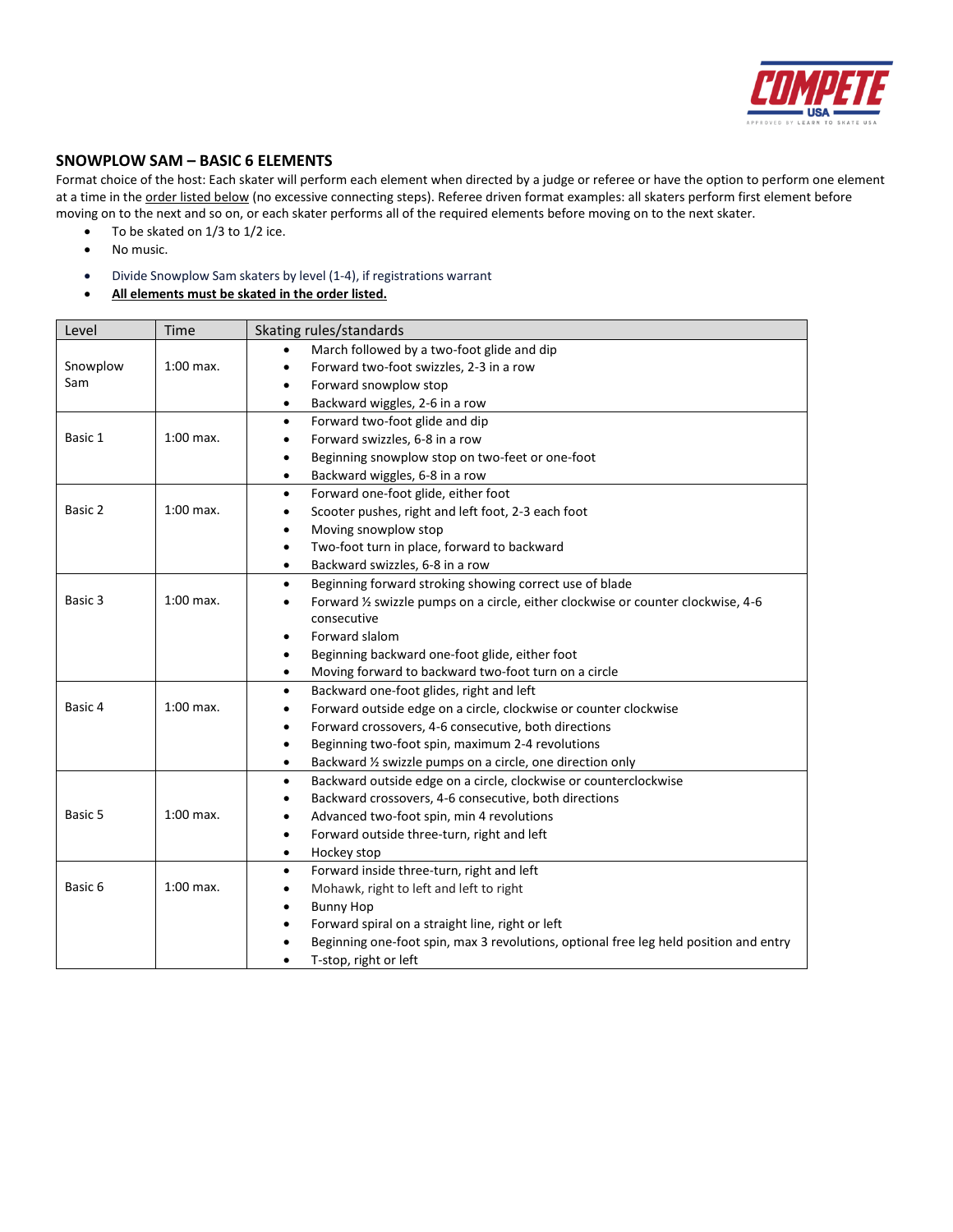## SNOWPLOW SAM – BASIC 6 ELEMENTS

Format choice of the host: Each skater will perform each element when directed by a judge or referee or have the option to perform one element at a time in the order listed below (no excessive connecting steps). Referee driven format examples: all skaters perform first element before moving on to the next and so on, or each skater performs all of the required elements before moving on to the next skater.

- To be skated on 1/3 to 1/2 ice.
- No music.

- Divide Snowplow Sam skaters by level (1-4), if registrations warrant
- **All elements must be skated in the order listed.**

| Level | Time | Skating rules/standards |
| --- | --- | --- |
| Snowplow Sam | 1:00 max. | • March followed by a two-foot glide and dip<br>• Forward two-foot swizzles, 2-3 in a row<br>• Forward snowplow stop<br>• Backward wiggles, 2-6 in a row |
| Basic 1 | 1:00 max. | • Forward two-foot glide and dip<br>• Forward swizzles, 6-8 in a row<br>• Beginning snowplow stop on two-feet or one-foot<br>• Backward wiggles, 6-8 in a row |
| Basic 2 | 1:00 max. | • Forward one-foot glide, either foot<br>• Scooter pushes, right and left foot, 2-3 each foot<br>• Moving snowplow stop<br>• Two-foot turn in place, forward to backward<br>• Backward swizzles, 6-8 in a row |
| Basic 3 | 1:00 max. | • Beginning forward stroking showing correct use of blade<br>• Forward ½ swizzle pumps on a circle, either clockwise or counter clockwise, 4-6 consecutive<br>• Forward slalom<br>• Beginning backward one-foot glide, either foot<br>• Moving forward to backward two-foot turn on a circle |
| Basic 4 | 1:00 max. | • Backward one-foot glides, right and left<br>• Forward outside edge on a circle, clockwise or counter clockwise<br>• Forward crossovers, 4-6 consecutive, both directions<br>• Beginning two-foot spin, maximum 2-4 revolutions<br>• Backward ½ swizzle pumps on a circle, one direction only |
| Basic 5 | 1:00 max. | • Backward outside edge on a circle, clockwise or counterclockwise<br>• Backward crossovers, 4-6 consecutive, both directions<br>• Advanced two-foot spin, min 4 revolutions<br>• Forward outside three-turn, right and left<br>• Hockey stop |
| Basic 6 | 1:00 max. | • Forward inside three-turn, right and left<br>• Mohawk, right to left and left to right<br>• Bunny Hop<br>• Forward spiral on a straight line, right or left<br>• Beginning one-foot spin, max 3 revolutions, optional free leg held position and entry<br>• T-stop, right or left |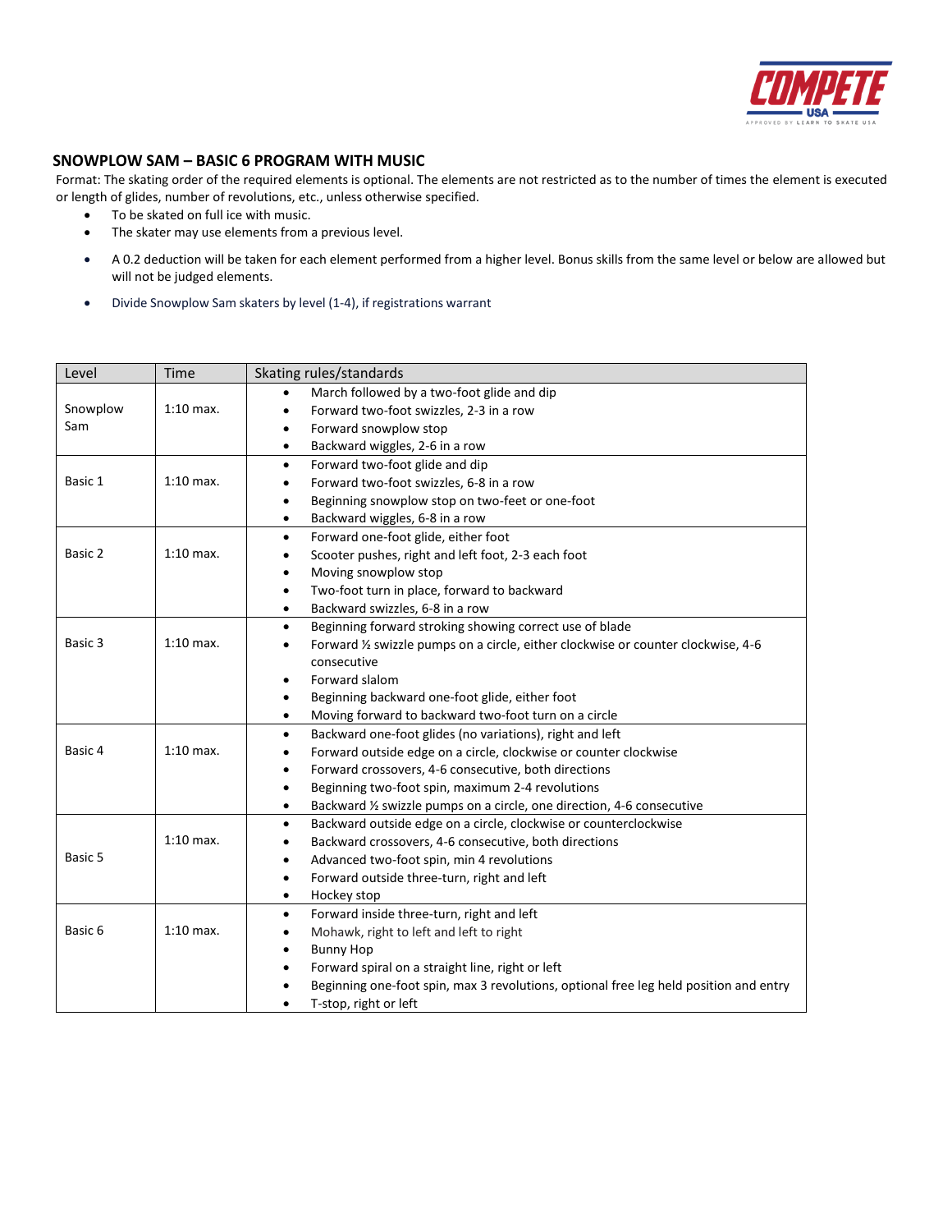## SNOWPLOW SAM – BASIC 6 PROGRAM WITH MUSIC

Format: The skating order of the required elements is optional. The elements are not restricted as to the number of times the element is executed or length of glides, number of revolutions, etc., unless otherwise specified.

- To be skated on full ice with music.
- The skater may use elements from a previous level.
- A 0.2 deduction will be taken for each element performed from a higher level. Bonus skills from the same level or below are allowed but will not be judged elements.
- Divide Snowplow Sam skaters by level (1-4), if registrations warrant

| Level | Time | Skating rules/standards |
|---|---|---|
| Snowplow Sam | 1:10 max. | • March followed by a two-foot glide and dip<br>• Forward two-foot swizzles, 2-3 in a row<br>• Forward snowplow stop<br>• Backward wiggles, 2-6 in a row |
| Basic 1 | 1:10 max. | • Forward two-foot glide and dip<br>• Forward two-foot swizzles, 6-8 in a row<br>• Beginning snowplow stop on two-feet or one-foot<br>• Backward wiggles, 6-8 in a row |
| Basic 2 | 1:10 max. | • Forward one-foot glide, either foot<br>• Scooter pushes, right and left foot, 2-3 each foot<br>• Moving snowplow stop<br>• Two-foot turn in place, forward to backward<br>• Backward swizzles, 6-8 in a row |
| Basic 3 | 1:10 max. | • Beginning forward stroking showing correct use of blade<br>• Forward ½ swizzle pumps on a circle, either clockwise or counter clockwise, 4-6 consecutive<br>• Forward slalom<br>• Beginning backward one-foot glide, either foot<br>• Moving forward to backward two-foot turn on a circle |
| Basic 4 | 1:10 max. | • Backward one-foot glides (no variations), right and left<br>• Forward outside edge on a circle, clockwise or counter clockwise<br>• Forward crossovers, 4-6 consecutive, both directions<br>• Beginning two-foot spin, maximum 2-4 revolutions<br>• Backward ½ swizzle pumps on a circle, one direction, 4-6 consecutive |
| Basic 5 | 1:10 max. | • Backward outside edge on a circle, clockwise or counterclockwise<br>• Backward crossovers, 4-6 consecutive, both directions<br>• Advanced two-foot spin, min 4 revolutions<br>• Forward outside three-turn, right and left<br>• Hockey stop |
| Basic 6 | 1:10 max. | • Forward inside three-turn, right and left<br>• Mohawk, right to left and left to right<br>• Bunny Hop<br>• Forward spiral on a straight line, right or left<br>• Beginning one-foot spin, max 3 revolutions, optional free leg held position and entry<br>• T-stop, right or left |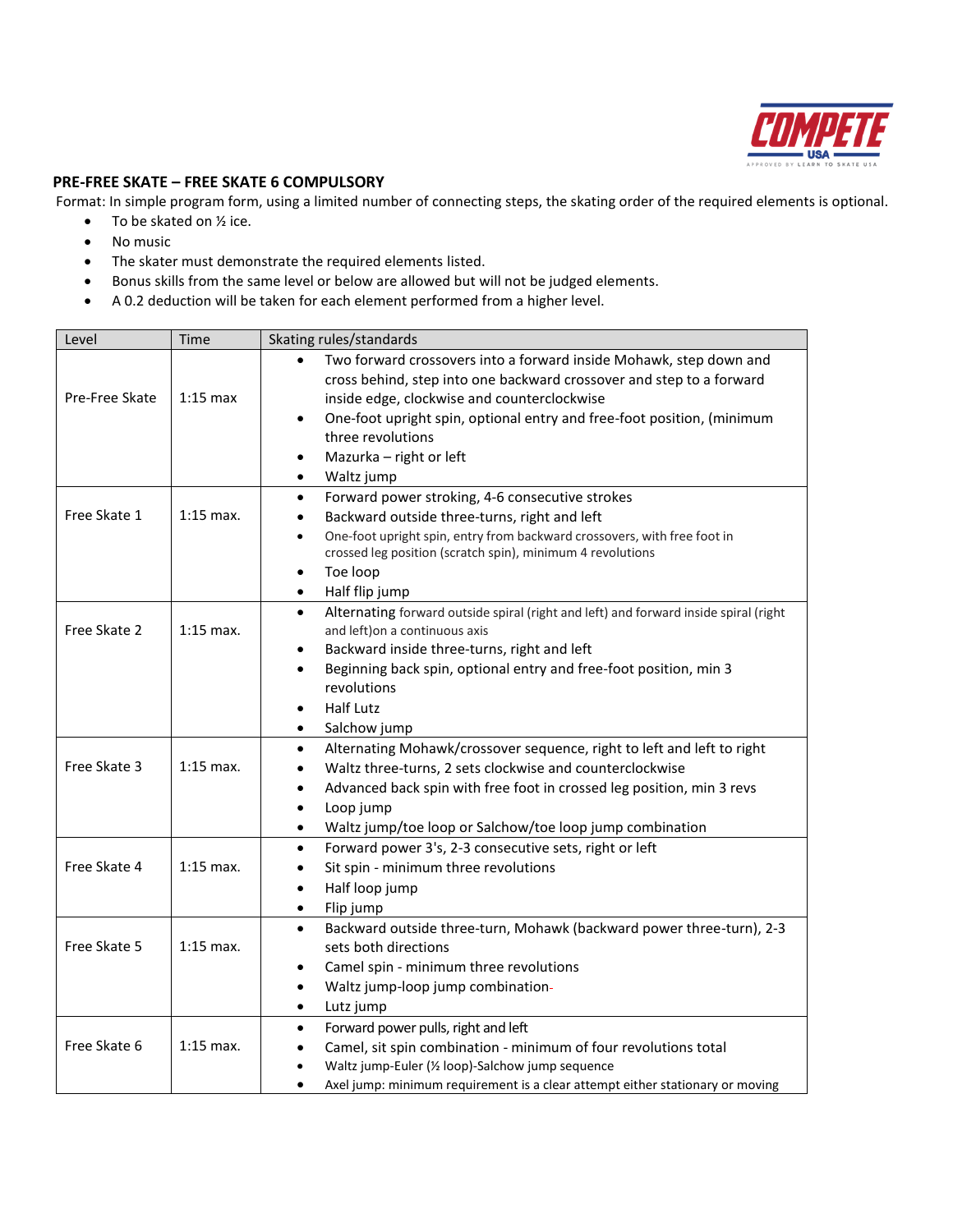## PRE-FREE SKATE – FREE SKATE 6 COMPULSORY

Format: In simple program form, using a limited number of connecting steps, the skating order of the required elements is optional.

- To be skated on ½ ice.
- No music
- The skater must demonstrate the required elements listed.
- Bonus skills from the same level or below are allowed but will not be judged elements.
- A 0.2 deduction will be taken for each element performed from a higher level.

| Level | Time | Skating rules/standards |
|---|---|---|
| Pre-Free Skate | 1:15 max | • Two forward crossovers into a forward inside Mohawk, step down and cross behind, step into one backward crossover and step to a forward inside edge, clockwise and counterclockwise<br>• One-foot upright spin, optional entry and free-foot position, (minimum three revolutions<br>• Mazurka – right or left<br>• Waltz jump |
| Free Skate 1 | 1:15 max. | • Forward power stroking, 4-6 consecutive strokes<br>• Backward outside three-turns, right and left<br>• One-foot upright spin, entry from backward crossovers, with free foot in crossed leg position (scratch spin), minimum 4 revolutions<br>• Toe loop<br>• Half flip jump |
| Free Skate 2 | 1:15 max. | • Alternating forward outside spiral (right and left) and forward inside spiral (right and left)on a continuous axis<br>• Backward inside three-turns, right and left<br>• Beginning back spin, optional entry and free-foot position, min 3 revolutions<br>• Half Lutz<br>• Salchow jump |
| Free Skate 3 | 1:15 max. | • Alternating Mohawk/crossover sequence, right to left and left to right<br>• Waltz three-turns, 2 sets clockwise and counterclockwise<br>• Advanced back spin with free foot in crossed leg position, min 3 revs<br>• Loop jump<br>• Waltz jump/toe loop or Salchow/toe loop jump combination |
| Free Skate 4 | 1:15 max. | • Forward power 3's, 2-3 consecutive sets, right or left<br>• Sit spin - minimum three revolutions<br>• Half loop jump<br>• Flip jump |
| Free Skate 5 | 1:15 max. | • Backward outside three-turn, Mohawk (backward power three-turn), 2-3 sets both directions<br>• Camel spin - minimum three revolutions<br>• Waltz jump-loop jump combination<br>• Lutz jump |
| Free Skate 6 | 1:15 max. | • Forward power pulls, right and left<br>• Camel, sit spin combination - minimum of four revolutions total<br>• Waltz jump-Euler (½ loop)-Salchow jump sequence<br>• Axel jump: minimum requirement is a clear attempt either stationary or moving |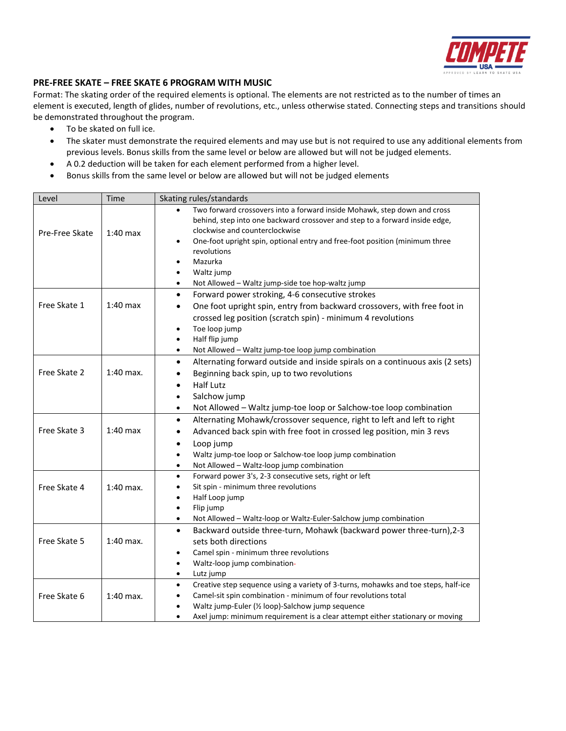## PRE-FREE SKATE – FREE SKATE 6 PROGRAM WITH MUSIC

Format: The skating order of the required elements is optional. The elements are not restricted as to the number of times an element is executed, length of glides, number of revolutions, etc., unless otherwise stated. Connecting steps and transitions should be demonstrated throughout the program.

- To be skated on full ice.
- The skater must demonstrate the required elements and may use but is not required to use any additional elements from previous levels. Bonus skills from the same level or below are allowed but will not be judged elements.
- A 0.2 deduction will be taken for each element performed from a higher level.
- Bonus skills from the same level or below are allowed but will not be judged elements

| Level | Time | Skating rules/standards |
|---|---|---|
| Pre-Free Skate | 1:40 max | • Two forward crossovers into a forward inside Mohawk, step down and cross behind, step into one backward crossover and step to a forward inside edge, clockwise and counterclockwise<br>• One-foot upright spin, optional entry and free-foot position (minimum three revolutions<br>• Mazurka<br>• Waltz jump<br>• Not Allowed – Waltz jump-side toe hop-waltz jump |
| Free Skate 1 | 1:40 max | • Forward power stroking, 4-6 consecutive strokes<br>• One foot upright spin, entry from backward crossovers, with free foot in crossed leg position (scratch spin) - minimum 4 revolutions<br>• Toe loop jump<br>• Half flip jump<br>• Not Allowed – Waltz jump-toe loop jump combination |
| Free Skate 2 | 1:40 max. | • Alternating forward outside and inside spirals on a continuous axis (2 sets)<br>• Beginning back spin, up to two revolutions<br>• Half Lutz<br>• Salchow jump<br>• Not Allowed – Waltz jump-toe loop or Salchow-toe loop combination |
| Free Skate 3 | 1:40 max | • Alternating Mohawk/crossover sequence, right to left and left to right<br>• Advanced back spin with free foot in crossed leg position, min 3 revs<br>• Loop jump<br>• Waltz jump-toe loop or Salchow-toe loop jump combination<br>• Not Allowed – Waltz-loop jump combination |
| Free Skate 4 | 1:40 max. | • Forward power 3's, 2-3 consecutive sets, right or left<br>• Sit spin - minimum three revolutions<br>• Half Loop jump<br>• Flip jump<br>• Not Allowed – Waltz-loop or Waltz-Euler-Salchow jump combination |
| Free Skate 5 | 1:40 max. | • Backward outside three-turn, Mohawk (backward power three-turn),2-3 sets both directions<br>• Camel spin - minimum three revolutions<br>• Waltz-loop jump combination-<br>• Lutz jump |
| Free Skate 6 | 1:40 max. | • Creative step sequence using a variety of 3-turns, mohawks and toe steps, half-ice<br>• Camel-sit spin combination - minimum of four revolutions total<br>• Waltz jump-Euler (½ loop)-Salchow jump sequence<br>• Axel jump: minimum requirement is a clear attempt either stationary or moving |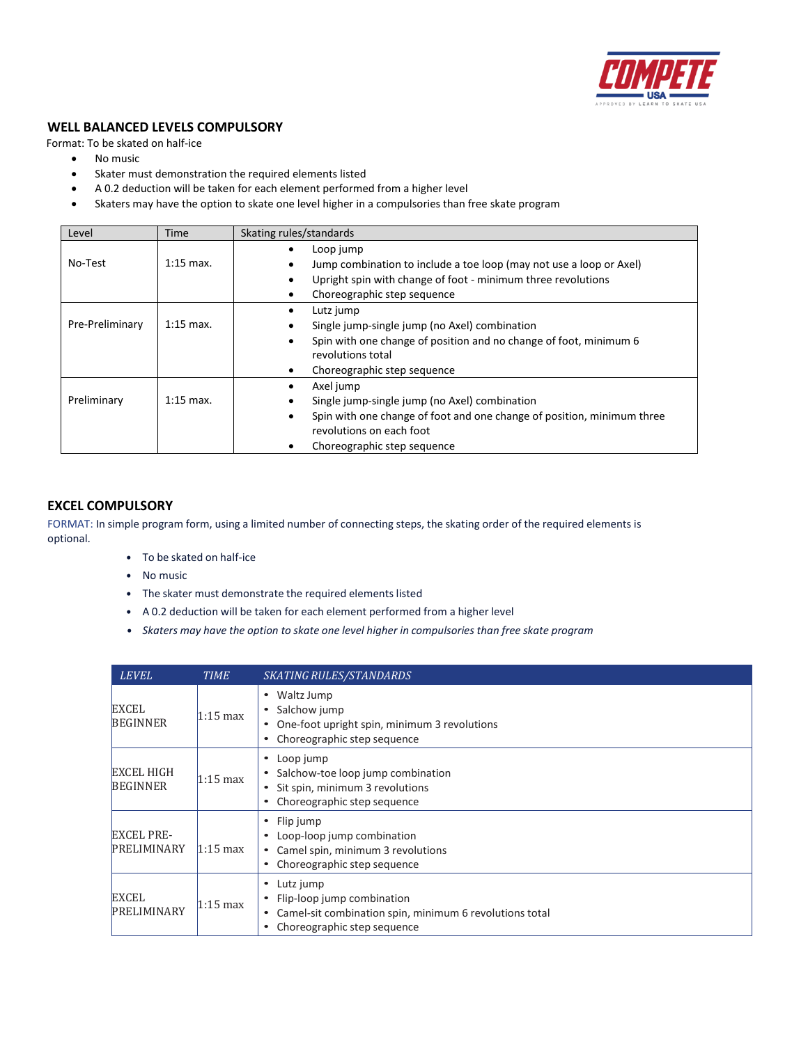## WELL BALANCED LEVELS COMPULSORY

Format: To be skated on half-ice

- No music
- Skater must demonstration the required elements listed
- A 0.2 deduction will be taken for each element performed from a higher level
- Skaters may have the option to skate one level higher in a compulsories than free skate program

| Level | Time | Skating rules/standards |
| --- | --- | --- |
| No-Test | 1:15 max. | • Loop jump<br>• Jump combination to include a toe loop (may not use a loop or Axel)<br>• Upright spin with change of foot - minimum three revolutions<br>• Choreographic step sequence |
| Pre-Preliminary | 1:15 max. | • Lutz jump<br>• Single jump-single jump (no Axel) combination<br>• Spin with one change of position and no change of foot, minimum 6 revolutions total<br>• Choreographic step sequence |
| Preliminary | 1:15 max. | • Axel jump<br>• Single jump-single jump (no Axel) combination<br>• Spin with one change of foot and one change of position, minimum three revolutions on each foot<br>• Choreographic step sequence |

## EXCEL COMPULSORY

FORMAT: In simple program form, using a limited number of connecting steps, the skating order of the required elements is optional.

- To be skated on half-ice
- No music
- The skater must demonstrate the required elements listed
- A 0.2 deduction will be taken for each element performed from a higher level
- *Skaters may have the option to skate one level higher in compulsories than free skate program*

| *LEVEL* | *TIME* | *SKATING RULES/STANDARDS* |
| --- | --- | --- |
| EXCEL BEGINNER | 1:15 max | • Waltz Jump<br>• Salchow jump<br>• One-foot upright spin, minimum 3 revolutions<br>• Choreographic step sequence |
| EXCEL HIGH BEGINNER | 1:15 max | • Loop jump<br>• Salchow-toe loop jump combination<br>• Sit spin, minimum 3 revolutions<br>• Choreographic step sequence |
| EXCEL PRE-PRELIMINARY | 1:15 max | • Flip jump<br>• Loop-loop jump combination<br>• Camel spin, minimum 3 revolutions<br>• Choreographic step sequence |
| EXCEL PRELIMINARY | 1:15 max | • Lutz jump<br>• Flip-loop jump combination<br>• Camel-sit combination spin, minimum 6 revolutions total<br>• Choreographic step sequence |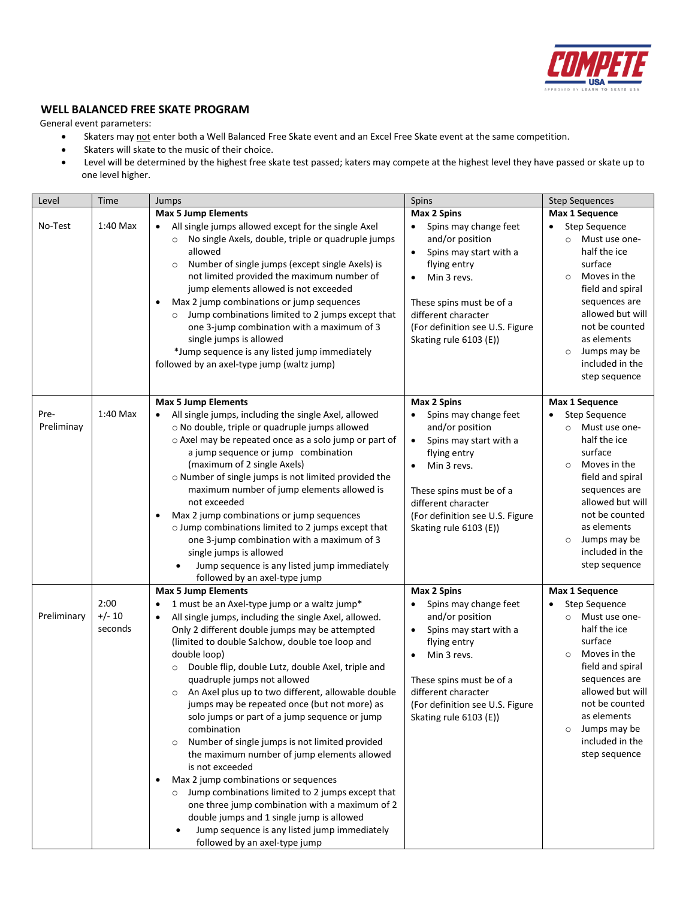## WELL BALANCED FREE SKATE PROGRAM

General event parameters:

- Skaters may not enter both a Well Balanced Free Skate event and an Excel Free Skate event at the same competition.
- Skaters will skate to the music of their choice.
- Level will be determined by the highest free skate test passed; katers may compete at the highest level they have passed or skate up to one level higher.

| Level | Time | Jumps | Spins | Step Sequences |
|---|---|---|---|---|
| No-Test | 1:40 Max | **Max 5 Jump Elements**<br>• All single jumps allowed except for the single Axel<br>○ No single Axels, double, triple or quadruple jumps allowed<br>○ Number of single jumps (except single Axels) is not limited provided the maximum number of jump elements allowed is not exceeded<br>• Max 2 jump combinations or jump sequences<br>○ Jump combinations limited to 2 jumps except that one 3-jump combination with a maximum of 3 single jumps is allowed<br>*Jump sequence is any listed jump immediately followed by an axel-type jump (waltz jump) | **Max 2 Spins**<br>• Spins may change feet and/or position<br>• Spins may start with a flying entry<br>• Min 3 revs.<br><br>These spins must be of a different character (For definition see U.S. Figure Skating rule 6103 (E)) | **Max 1 Sequence**<br>• Step Sequence<br>○ Must use one-half the ice surface<br>○ Moves in the field and spiral sequences are allowed but will not be counted as elements<br>○ Jumps may be included in the step sequence |
| Pre-Preliminay | 1:40 Max | **Max 5 Jump Elements**<br>• All single jumps, including the single Axel, allowed<br>○ No double, triple or quadruple jumps allowed<br>○ Axel may be repeated once as a solo jump or part of a jump sequence or jump combination (maximum of 2 single Axels)<br>○ Number of single jumps is not limited provided the maximum number of jump elements allowed is not exceeded<br>• Max 2 jump combinations or jump sequences<br>○ Jump combinations limited to 2 jumps except that one 3-jump combination with a maximum of 3 single jumps is allowed<br>• Jump sequence is any listed jump immediately followed by an axel-type jump | **Max 2 Spins**<br>• Spins may change feet and/or position<br>• Spins may start with a flying entry<br>• Min 3 revs.<br><br>These spins must be of a different character (For definition see U.S. Figure Skating rule 6103 (E)) | **Max 1 Sequence**<br>• Step Sequence<br>○ Must use one-half the ice surface<br>○ Moves in the field and spiral sequences are allowed but will not be counted as elements<br>○ Jumps may be included in the step sequence |
| Preliminary | 2:00 +/- 10 seconds | **Max 5 Jump Elements**<br>• 1 must be an Axel-type jump or a waltz jump*<br>• All single jumps, including the single Axel, allowed. Only 2 different double jumps may be attempted (limited to double Salchow, double toe loop and double loop)<br>○ Double flip, double Lutz, double Axel, triple and quadruple jumps not allowed<br>○ An Axel plus up to two different, allowable double jumps may be repeated once (but not more) as solo jumps or part of a jump sequence or jump combination<br>○ Number of single jumps is not limited provided the maximum number of jump elements allowed is not exceeded<br>• Max 2 jump combinations or sequences<br>○ Jump combinations limited to 2 jumps except that one three jump combination with a maximum of 2 double jumps and 1 single jump is allowed<br>• Jump sequence is any listed jump immediately followed by an axel-type jump | **Max 2 Spins**<br>• Spins may change feet and/or position<br>• Spins may start with a flying entry<br>• Min 3 revs.<br><br>These spins must be of a different character (For definition see U.S. Figure Skating rule 6103 (E)) | **Max 1 Sequence**<br>• Step Sequence<br>○ Must use one-half the ice surface<br>○ Moves in the field and spiral sequences are allowed but will not be counted as elements<br>○ Jumps may be included in the step sequence |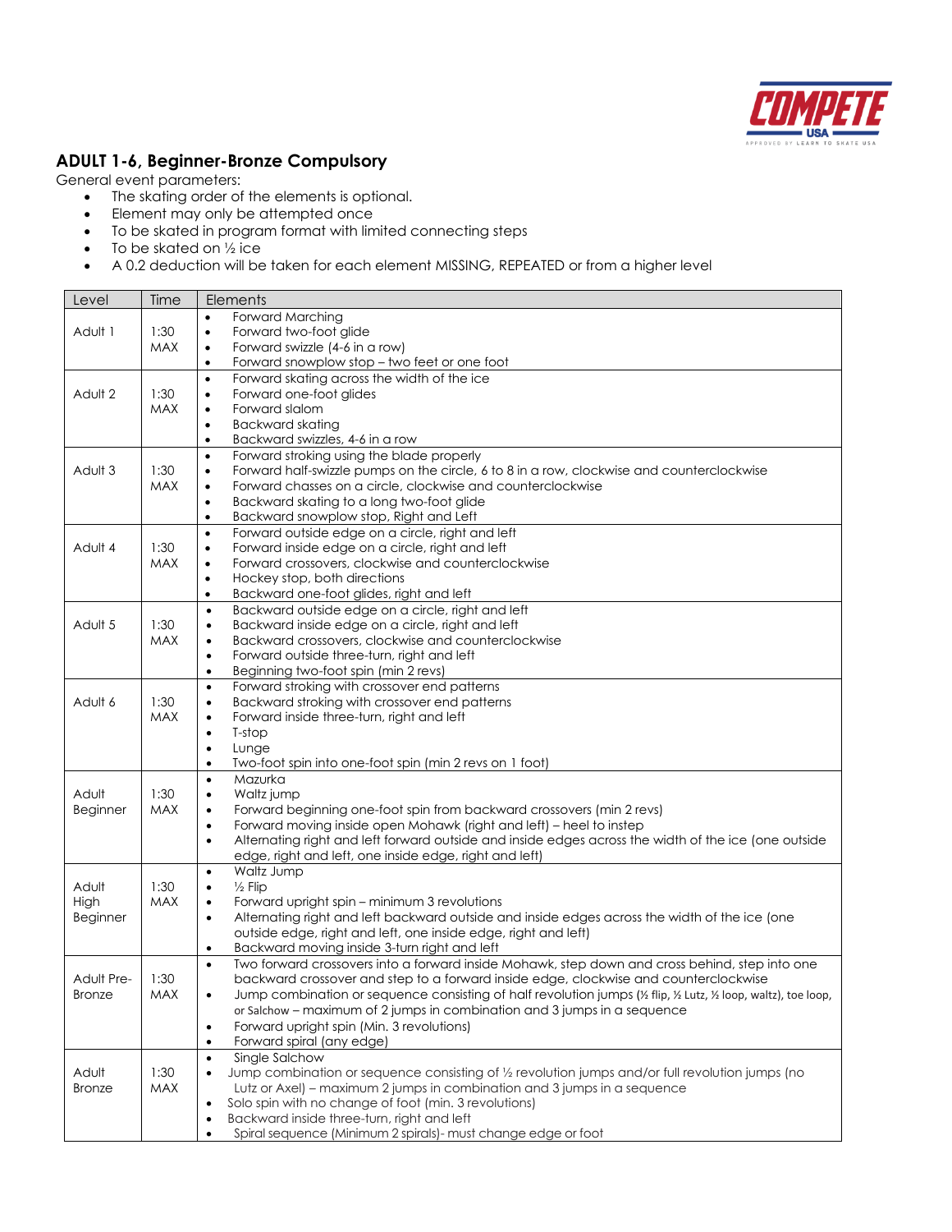## ADULT 1-6, Beginner-Bronze Compulsory

General event parameters:

- The skating order of the elements is optional.
- Element may only be attempted once
- To be skated in program format with limited connecting steps
- To be skated on ½ ice
- A 0.2 deduction will be taken for each element MISSING, REPEATED or from a higher level

| Level | Time | Elements |
|---|---|---|
| Adult 1 | 1:30 MAX | • Forward Marching<br>• Forward two-foot glide<br>• Forward swizzle (4-6 in a row)<br>• Forward snowplow stop – two feet or one foot |
| Adult 2 | 1:30 MAX | • Forward skating across the width of the ice<br>• Forward one-foot glides<br>• Forward slalom<br>• Backward skating<br>• Backward swizzles, 4-6 in a row |
| Adult 3 | 1:30 MAX | • Forward stroking using the blade properly<br>• Forward half-swizzle pumps on the circle, 6 to 8 in a row, clockwise and counterclockwise<br>• Forward chasses on a circle, clockwise and counterclockwise<br>• Backward skating to a long two-foot glide<br>• Backward snowplow stop, Right and Left |
| Adult 4 | 1:30 MAX | • Forward outside edge on a circle, right and left<br>• Forward inside edge on a circle, right and left<br>• Forward crossovers, clockwise and counterclockwise<br>• Hockey stop, both directions<br>• Backward one-foot glides, right and left |
| Adult 5 | 1:30 MAX | • Backward outside edge on a circle, right and left<br>• Backward inside edge on a circle, right and left<br>• Backward crossovers, clockwise and counterclockwise<br>• Forward outside three-turn, right and left<br>• Beginning two-foot spin (min 2 revs) |
| Adult 6 | 1:30 MAX | • Forward stroking with crossover end patterns<br>• Backward stroking with crossover end patterns<br>• Forward inside three-turn, right and left<br>• T-stop<br>• Lunge<br>• Two-foot spin into one-foot spin (min 2 revs on 1 foot) |
| Adult Beginner | 1:30 MAX | • Mazurka<br>• Waltz jump<br>• Forward beginning one-foot spin from backward crossovers (min 2 revs)<br>• Forward moving inside open Mohawk (right and left) – heel to instep<br>• Alternating right and left forward outside and inside edges across the width of the ice (one outside edge, right and left, one inside edge, right and left) |
| Adult High Beginner | 1:30 MAX | • Waltz Jump<br>• ½ Flip<br>• Forward upright spin – minimum 3 revolutions<br>• Alternating right and left backward outside and inside edges across the width of the ice (one outside edge, right and left, one inside edge, right and left)<br>• Backward moving inside 3-turn right and left |
| Adult Pre-Bronze | 1:30 MAX | • Two forward crossovers into a forward inside Mohawk, step down and cross behind, step into one backward crossover and step to a forward inside edge, clockwise and counterclockwise<br>• Jump combination or sequence consisting of half revolution jumps (½ flip, ½ Lutz, ½ loop, waltz), toe loop, or Salchow – maximum of 2 jumps in combination and 3 jumps in a sequence<br>• Forward upright spin (Min. 3 revolutions)<br>• Forward spiral (any edge) |
| Adult Bronze | 1:30 MAX | • Single Salchow<br>• Jump combination or sequence consisting of ½ revolution jumps and/or full revolution jumps (no Lutz or Axel) – maximum 2 jumps in combination and 3 jumps in a sequence<br>• Solo spin with no change of foot (min. 3 revolutions)<br>• Backward inside three-turn, right and left<br>• Spiral sequence (Minimum 2 spirals)- must change edge or foot |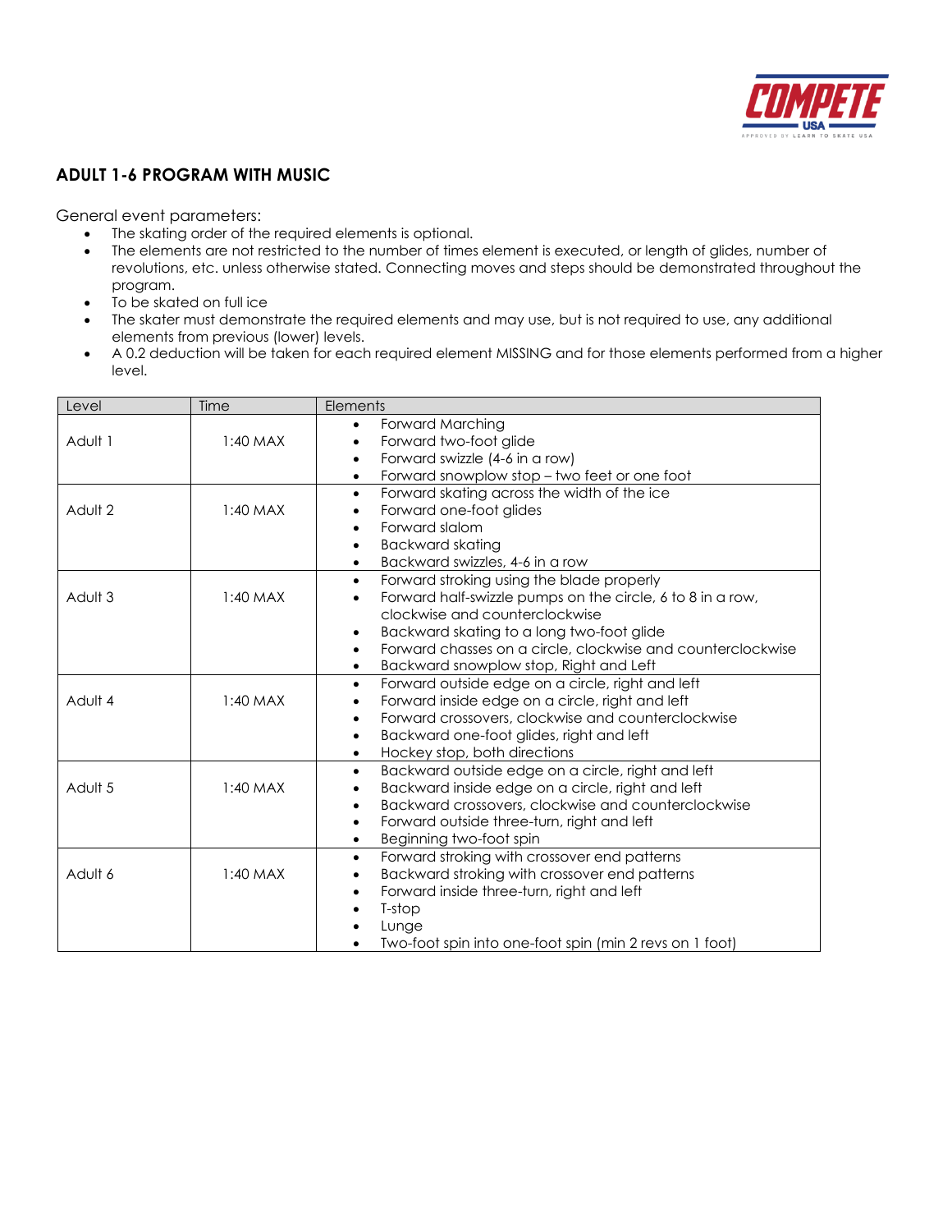## ADULT 1-6 PROGRAM WITH MUSIC

General event parameters:

- The skating order of the required elements is optional.
- The elements are not restricted to the number of times element is executed, or length of glides, number of revolutions, etc. unless otherwise stated. Connecting moves and steps should be demonstrated throughout the program.
- To be skated on full ice
- The skater must demonstrate the required elements and may use, but is not required to use, any additional elements from previous (lower) levels.
- A 0.2 deduction will be taken for each required element MISSING and for those elements performed from a higher level.

| Level | Time | Elements |
|---|---|---|
| Adult 1 | 1:40 MAX | • Forward Marching<br>• Forward two-foot glide<br>• Forward swizzle (4-6 in a row)<br>• Forward snowplow stop – two feet or one foot |
| Adult 2 | 1:40 MAX | • Forward skating across the width of the ice<br>• Forward one-foot glides<br>• Forward slalom<br>• Backward skating<br>• Backward swizzles, 4-6 in a row |
| Adult 3 | 1:40 MAX | • Forward stroking using the blade properly<br>• Forward half-swizzle pumps on the circle, 6 to 8 in a row, clockwise and counterclockwise<br>• Backward skating to a long two-foot glide<br>• Forward chasses on a circle, clockwise and counterclockwise<br>• Backward snowplow stop, Right and Left |
| Adult 4 | 1:40 MAX | • Forward outside edge on a circle, right and left<br>• Forward inside edge on a circle, right and left<br>• Forward crossovers, clockwise and counterclockwise<br>• Backward one-foot glides, right and left<br>• Hockey stop, both directions |
| Adult 5 | 1:40 MAX | • Backward outside edge on a circle, right and left<br>• Backward inside edge on a circle, right and left<br>• Backward crossovers, clockwise and counterclockwise<br>• Forward outside three-turn, right and left<br>• Beginning two-foot spin |
| Adult 6 | 1:40 MAX | • Forward stroking with crossover end patterns<br>• Backward stroking with crossover end patterns<br>• Forward inside three-turn, right and left<br>• T-stop<br>• Lunge<br>• Two-foot spin into one-foot spin (min 2 revs on 1 foot) |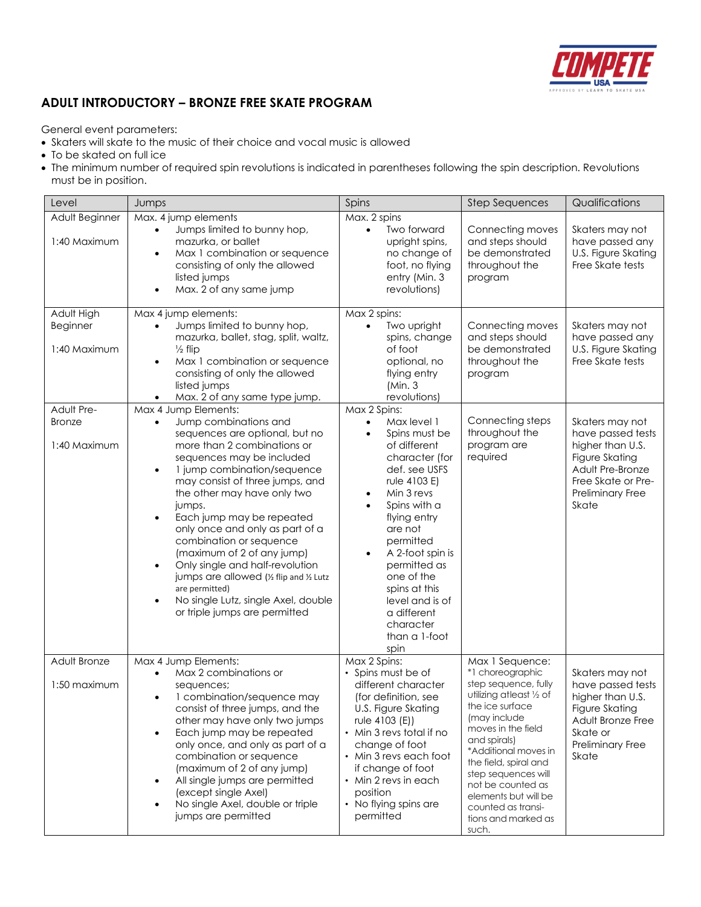## ADULT INTRODUCTORY – BRONZE FREE SKATE PROGRAM

General event parameters:

- Skaters will skate to the music of their choice and vocal music is allowed
- To be skated on full ice
- The minimum number of required spin revolutions is indicated in parentheses following the spin description. Revolutions must be in position.

| Level | Jumps | Spins | Step Sequences | Qualifications |
|---|---|---|---|---|
| Adult Beginner<br><br>1:40 Maximum | Max. 4 jump elements<br>• Jumps limited to bunny hop, mazurka, or ballet<br>• Max 1 combination or sequence consisting of only the allowed listed jumps<br>• Max. 2 of any same jump | Max. 2 spins<br>• Two forward upright spins, no change of foot, no flying entry (Min. 3 revolutions) | Connecting moves and steps should be demonstrated throughout the program | Skaters may not have passed any U.S. Figure Skating Free Skate tests |
| Adult High Beginner<br><br>1:40 Maximum | Max 4 jump elements:<br>• Jumps limited to bunny hop, mazurka, ballet, stag, split, waltz, ½ flip<br>• Max 1 combination or sequence consisting of only the allowed listed jumps<br>• Max. 2 of any same type jump. | Max 2 spins:<br>• Two upright spins, change of foot optional, no flying entry (Min. 3 revolutions) | Connecting moves and steps should be demonstrated throughout the program | Skaters may not have passed any U.S. Figure Skating Free Skate tests |
| Adult Pre-Bronze<br><br>1:40 Maximum | Max 4 Jump Elements:<br>• Jump combinations and sequences are optional, but no more than 2 combinations or sequences may be included<br>• 1 jump combination/sequence may consist of three jumps, and the other may have only two jumps.<br>• Each jump may be repeated only once and only as part of a combination or sequence (maximum of 2 of any jump)<br>• Only single and half-revolution jumps are allowed (½ flip and ½ Lutz are permitted)<br>• No single Lutz, single Axel, double or triple jumps are permitted | Max 2 Spins:<br>• Max level 1<br>• Spins must be of different character (for def. see USFS rule 4103 E)<br>• Min 3 revs<br>• Spins with a flying entry are not permitted<br>• A 2-foot spin is permitted as one of the spins at this level and is of a different character than a 1-foot spin | Connecting steps throughout the program are required | Skaters may not have passed tests higher than U.S. Figure Skating Adult Pre-Bronze Free Skate or Pre-Preliminary Free Skate |
| Adult Bronze<br><br>1:50 maximum | Max 4 Jump Elements:<br>• Max 2 combinations or sequences;<br>• 1 combination/sequence may consist of three jumps, and the other may have only two jumps<br>• Each jump may be repeated only once, and only as part of a combination or sequence (maximum of 2 of any jump)<br>• All single jumps are permitted (except single Axel)<br>• No single Axel, double or triple jumps are permitted | Max 2 Spins:<br>• Spins must be of different character (for definition, see U.S. Figure Skating rule 4103 (E))<br>• Min 3 revs total if no change of foot<br>• Min 3 revs each foot if change of foot<br>• Min 2 revs in each position<br>• No flying spins are permitted | Max 1 Sequence:<br>*1 choreographic step sequence, fully utilizing atleast ½ of the ice surface (may include moves in the field and spirals)<br>*Additional moves in the field, spiral and step sequences will not be counted as elements but will be counted as transitions and marked as such. | Skaters may not have passed tests higher than U.S. Figure Skating Adult Bronze Free Skate or Preliminary Free Skate |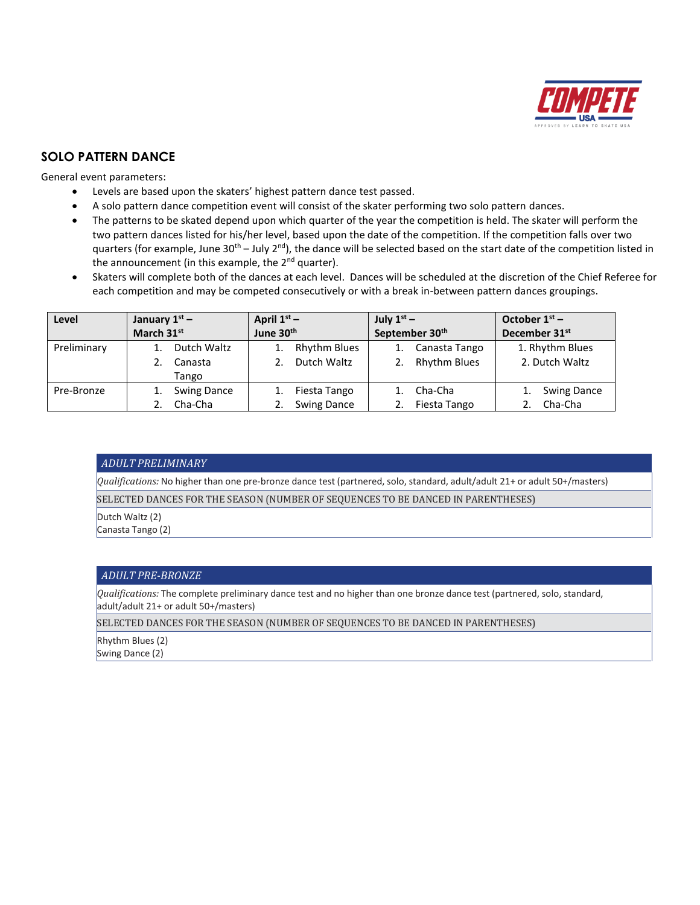## SOLO PATTERN DANCE

General event parameters:

- Levels are based upon the skaters' highest pattern dance test passed.
- A solo pattern dance competition event will consist of the skater performing two solo pattern dances.
- The patterns to be skated depend upon which quarter of the year the competition is held. The skater will perform the two pattern dances listed for his/her level, based upon the date of the competition. If the competition falls over two quarters (for example, June 30th – July 2nd), the dance will be selected based on the start date of the competition listed in the announcement (in this example, the 2nd quarter).
- Skaters will complete both of the dances at each level. Dances will be scheduled at the discretion of the Chief Referee for each competition and may be competed consecutively or with a break in-between pattern dances groupings.

| Level | January 1st – March 31st | April 1st – June 30th | July 1st – September 30th | October 1st – December 31st |
|---|---|---|---|---|
| Preliminary | 1. Dutch Waltz<br>2. Canasta Tango | 1. Rhythm Blues<br>2. Dutch Waltz | 1. Canasta Tango<br>2. Rhythm Blues | 1. Rhythm Blues<br>2. Dutch Waltz |
| Pre-Bronze | 1. Swing Dance<br>2. Cha-Cha | 1. Fiesta Tango<br>2. Swing Dance | 1. Cha-Cha<br>2. Fiesta Tango | 1. Swing Dance<br>2. Cha-Cha |

### *ADULT PRELIMINARY*

*Qualifications:* No higher than one pre-bronze dance test (partnered, solo, standard, adult/adult 21+ or adult 50+/masters)

SELECTED DANCES FOR THE SEASON (NUMBER OF SEQUENCES TO BE DANCED IN PARENTHESES)

Dutch Waltz (2)
Canasta Tango (2)

### *ADULT PRE-BRONZE*

*Qualifications:* The complete preliminary dance test and no higher than one bronze dance test (partnered, solo, standard, adult/adult 21+ or adult 50+/masters)

SELECTED DANCES FOR THE SEASON (NUMBER OF SEQUENCES TO BE DANCED IN PARENTHESES)

Rhythm Blues (2)
Swing Dance (2)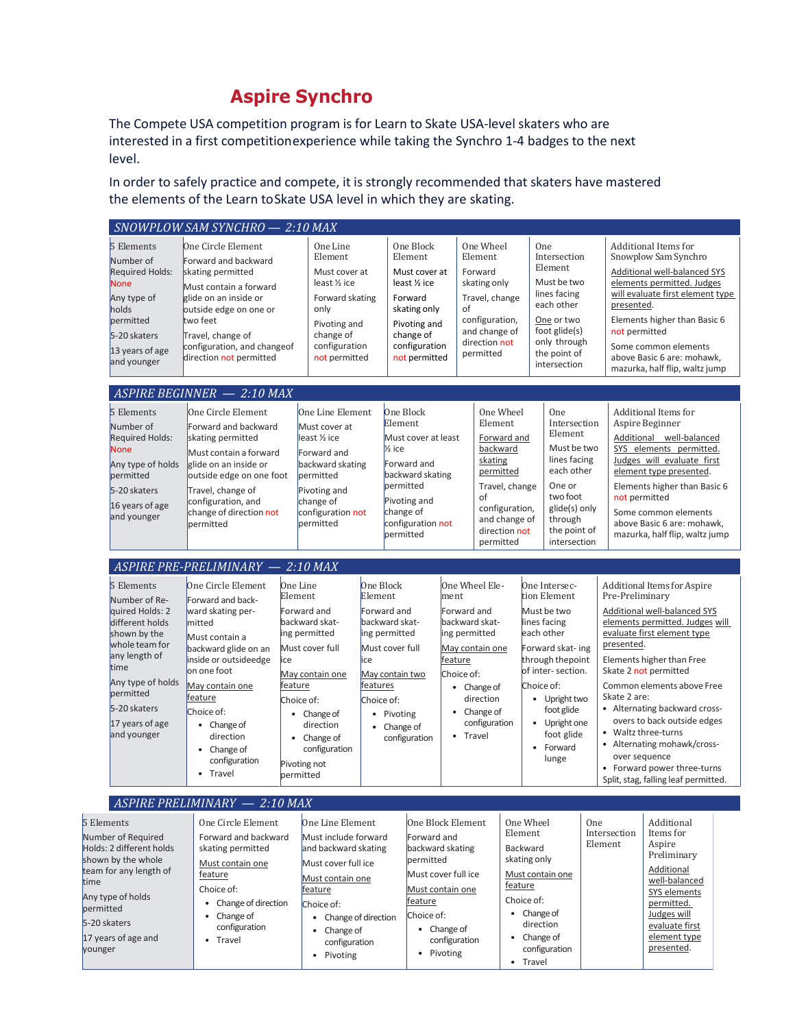# Aspire Synchro

The Compete USA competition program is for Learn to Skate USA-level skaters who are interested in a first competition experience while taking the Synchro 1-4 badges to the next level.

In order to safely practice and compete, it is strongly recommended that skaters have mastered the elements of the Learn to Skate USA level in which they are skating.

## *SNOWPLOW SAM SYNCHRO — 2:10 MAX*

| 5 Elements | One Circle Element | One Line Element | One Block Element | One Wheel Element | One Intersection Element | Additional Items for Snowplow Sam Synchro |
|---|---|---|---|---|---|---|
| Number of Required Holds: None<br><br>Any type of holds permitted<br><br>5-20 skaters<br><br>13 years of age and younger | Forward and backward skating permitted<br><br>Must contain a forward glide on an inside or outside edge on one or two feet<br><br>Travel, change of configuration, and change of direction not permitted | Must cover at least ½ ice<br><br>Forward skating only<br><br>Pivoting and change of configuration not permitted | Must cover at least ½ ice<br><br>Forward skating only<br><br>Pivoting and change of configuration not permitted | Forward skating only<br><br>Travel, change of configuration, and change of direction not permitted | Must be two lines facing each other<br><br>One or two foot glide(s) only through the point of intersection | Additional well-balanced SYS elements permitted. Judges will evaluate first element type presented.<br><br>Elements higher than Basic 6 not permitted<br><br>Some common elements above Basic 6 are: mohawk, mazurka, half flip, waltz jump |

## *ASPIRE BEGINNER — 2:10 MAX*

| 5 Elements | One Circle Element | One Line Element | One Block Element | One Wheel Element | One Intersection Element | Additional Items for Aspire Beginner |
|---|---|---|---|---|---|---|
| Number of Required Holds: None<br><br>Any type of holds permitted<br><br>5-20 skaters<br><br>16 years of age and younger | Forward and backward skating permitted<br><br>Must contain a forward glide on an inside or outside edge on one foot<br><br>Travel, change of configuration, and change of direction not permitted | Must cover at least ½ ice<br><br>Forward and backward skating permitted<br><br>Pivoting and change of configuration not permitted | Must cover at least ½ ice<br><br>Forward and backward skating permitted<br><br>Pivoting and change of configuration not permitted | Forward and backward skating permitted<br><br>Travel, change of configuration, and change of direction not permitted | Must be two lines facing each other<br><br>One or two foot glide(s) only through the point of intersection | Additional well-balanced SYS elements permitted. Judges will evaluate first element type presented.<br><br>Elements higher than Basic 6 not permitted<br><br>Some common elements above Basic 6 are: mohawk, mazurka, half flip, waltz jump |

## *ASPIRE PRE-PRELIMINARY — 2:10 MAX*

| 5 Elements | One Circle Element | One Line Element | One Block Element | One Wheel Element | One Intersection Element | Additional Items for Aspire Pre-Preliminary |
|---|---|---|---|---|---|---|
| Number of Required Holds: 2 different holds shown by the whole team for any length of time<br><br>Any type of holds permitted<br><br>5-20 skaters<br><br>17 years of age and younger | Forward and backward skating permitted<br><br>Must contain a backward glide on an inside or outside edge on one foot<br><br>May contain one feature<br><br>Choice of:<br>• Change of direction<br>• Change of configuration<br>• Travel | Forward and backward skating permitted<br><br>Must cover full ice<br><br>May contain one feature<br><br>Choice of:<br>• Change of direction<br>• Change of configuration<br><br>Pivoting not permitted | Forward and backward skating permitted<br><br>Must cover full ice<br><br>May contain two features<br><br>Choice of:<br>• Pivoting<br>• Change of configuration | Forward and backward skating permitted<br><br>May contain one feature<br><br>Choice of:<br>• Change of direction<br>• Change of configuration<br>• Travel | Must be two lines facing each other<br><br>Forward skating through the point of intersection.<br><br>Choice of:<br>• Upright two foot glide<br>• Upright one foot glide<br>• Forward lunge | Additional well-balanced SYS elements permitted. Judges will evaluate first element type presented.<br><br>Elements higher than Free Skate 2 not permitted<br><br>Common elements above Free Skate 2 are:<br>• Alternating backward cross-overs to back outside edges<br>• Waltz three-turns<br>• Alternating mohawk/cross-over sequence<br>• Forward power three-turns<br><br>Split, stag, falling leaf permitted. |

## *ASPIRE PRELIMINARY — 2:10 MAX*

| 5 Elements | One Circle Element | One Line Element | One Block Element | One Wheel Element | One Intersection Element | Additional Items for Aspire Preliminary |
|---|---|---|---|---|---|---|
| Number of Required Holds: 2 different holds shown by the whole team for any length of time<br><br>Any type of holds permitted<br><br>5-20 skaters<br><br>17 years of age and younger | Forward and backward skating permitted<br><br>Must contain one feature<br><br>Choice of:<br>• Change of direction<br>• Change of configuration<br>• Travel | Must include forward and backward skating<br><br>Must cover full ice<br><br>Must contain one feature<br><br>Choice of:<br>• Change of direction<br>• Change of configuration<br>• Pivoting | Forward and backward skating permitted<br><br>Must cover full ice<br><br>Must contain one feature<br><br>Choice of:<br>• Change of configuration<br>• Pivoting | Backward skating only<br><br>Must contain one feature<br><br>Choice of:<br>• Change of direction<br>• Change of configuration<br>• Travel | | Additional well-balanced SYS elements permitted. Judges will evaluate first element type presented. |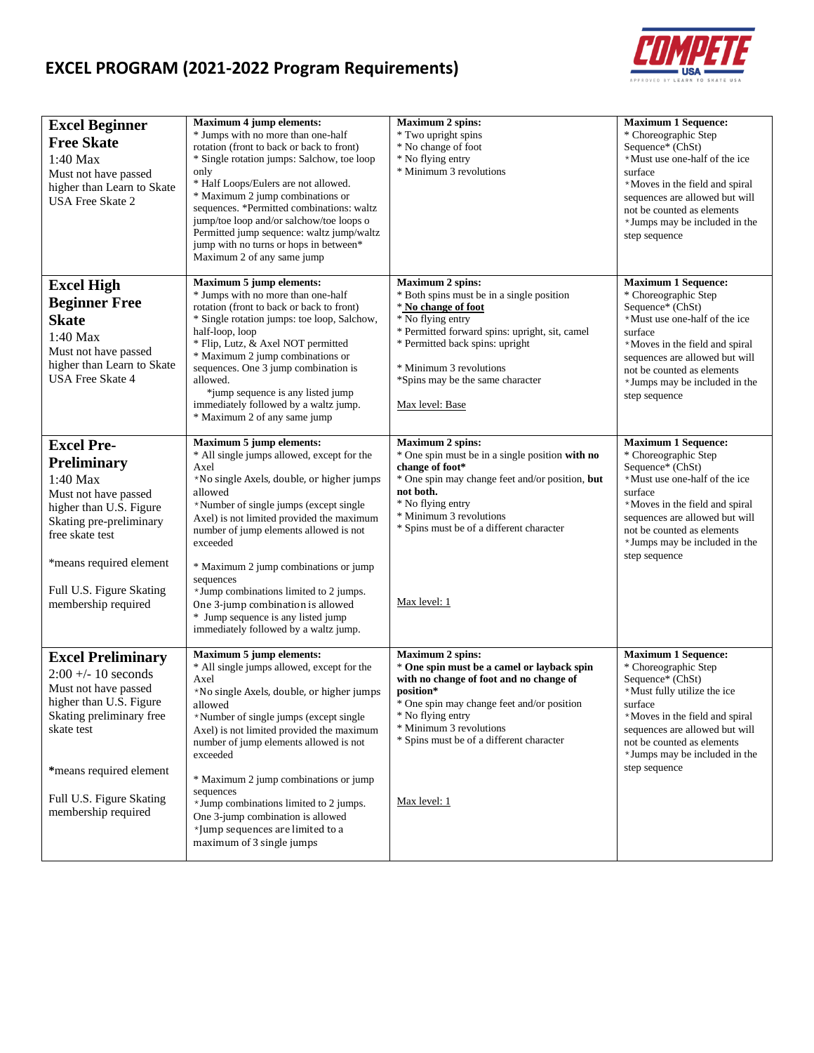# EXCEL PROGRAM (2021-2022 Program Requirements)

| | | | |
|---|---|---|---|
| **Excel Beginner Free Skate**<br>1:40 Max<br>Must not have passed higher than Learn to Skate USA Free Skate 2 | **Maximum 4 jump elements:**<br>* Jumps with no more than one-half rotation (front to back or back to front)<br>* Single rotation jumps: Salchow, toe loop only<br>* Half Loops/Eulers are not allowed.<br>* Maximum 2 jump combinations or sequences. *Permitted combinations: waltz jump/toe loop and/or salchow/toe loops o Permitted jump sequence: waltz jump/waltz jump with no turns or hops in between* Maximum 2 of any same jump | **Maximum 2 spins:**<br>* Two upright spins<br>* No change of foot<br>* No flying entry<br>* Minimum 3 revolutions | **Maximum 1 Sequence:**<br>* Choreographic Step Sequence* (ChSt)<br>*Must use one-half of the ice surface<br>*Moves in the field and spiral sequences are allowed but will not be counted as elements<br>*Jumps may be included in the step sequence |
| **Excel High Beginner Free Skate**<br>1:40 Max<br>Must not have passed higher than Learn to Skate USA Free Skate 4 | **Maximum 5 jump elements:**<br>* Jumps with no more than one-half rotation (front to back or back to front)<br>* Single rotation jumps: toe loop, Salchow, half-loop, loop<br>* Flip, Lutz, & Axel NOT permitted<br>* Maximum 2 jump combinations or sequences. One 3 jump combination is allowed.<br>*jump sequence is any listed jump immediately followed by a waltz jump.<br>* Maximum 2 of any same jump | **Maximum 2 spins:**<br>* Both spins must be in a single position<br>* <u>No change of foot</u><br>* No flying entry<br>* Permitted forward spins: upright, sit, camel<br>* Permitted back spins: upright<br><br>* Minimum 3 revolutions<br>*Spins may be the same character<br><br><u>Max level: Base</u> | **Maximum 1 Sequence:**<br>* Choreographic Step Sequence* (ChSt)<br>*Must use one-half of the ice surface<br>*Moves in the field and spiral sequences are allowed but will not be counted as elements<br>*Jumps may be included in the step sequence |
| **Excel Pre-Preliminary**<br>1:40 Max<br>Must not have passed higher than U.S. Figure Skating pre-preliminary free skate test<br><br>*means required element<br><br>Full U.S. Figure Skating membership required | **Maximum 5 jump elements:**<br>* All single jumps allowed, except for the Axel<br>*No single Axels, double, or higher jumps allowed<br>*Number of single jumps (except single Axel) is not limited provided the maximum number of jump elements allowed is not exceeded<br><br>* Maximum 2 jump combinations or jump sequences<br>*Jump combinations limited to 2 jumps. One 3-jump combination is allowed<br>* Jump sequence is any listed jump immediately followed by a waltz jump. | **Maximum 2 spins:**<br>* One spin must be in a single position **with no change of foot***<br>* One spin may change feet and/or position, **but not both.**<br>* No flying entry<br>* Minimum 3 revolutions<br>* Spins must be of a different character<br><br><u>Max level: 1</u> | **Maximum 1 Sequence:**<br>* Choreographic Step Sequence* (ChSt)<br>*Must use one-half of the ice surface<br>*Moves in the field and spiral sequences are allowed but will not be counted as elements<br>*Jumps may be included in the step sequence |
| **Excel Preliminary**<br>2:00 +/- 10 seconds<br>Must not have passed higher than U.S. Figure Skating preliminary free skate test<br><br>***means required element**<br><br>Full U.S. Figure Skating membership required | **Maximum 5 jump elements:**<br>* All single jumps allowed, except for the Axel<br>*No single Axels, double, or higher jumps allowed<br>*Number of single jumps (except single Axel) is not limited provided the maximum number of jump elements allowed is not exceeded<br><br>* Maximum 2 jump combinations or jump sequences<br>*Jump combinations limited to 2 jumps. One 3-jump combination is allowed<br>*Jump sequences are limited to a maximum of 3 single jumps | **Maximum 2 spins:**<br>* **One spin must be a camel or layback spin with no change of foot and no change of position***<br>* One spin may change feet and/or position<br>* No flying entry<br>* Minimum 3 revolutions<br>* Spins must be of a different character<br><br><u>Max level: 1</u> | **Maximum 1 Sequence:**<br>* Choreographic Step Sequence* (ChSt)<br>*Must fully utilize the ice surface<br>*Moves in the field and spiral sequences are allowed but will not be counted as elements<br>*Jumps may be included in the step sequence |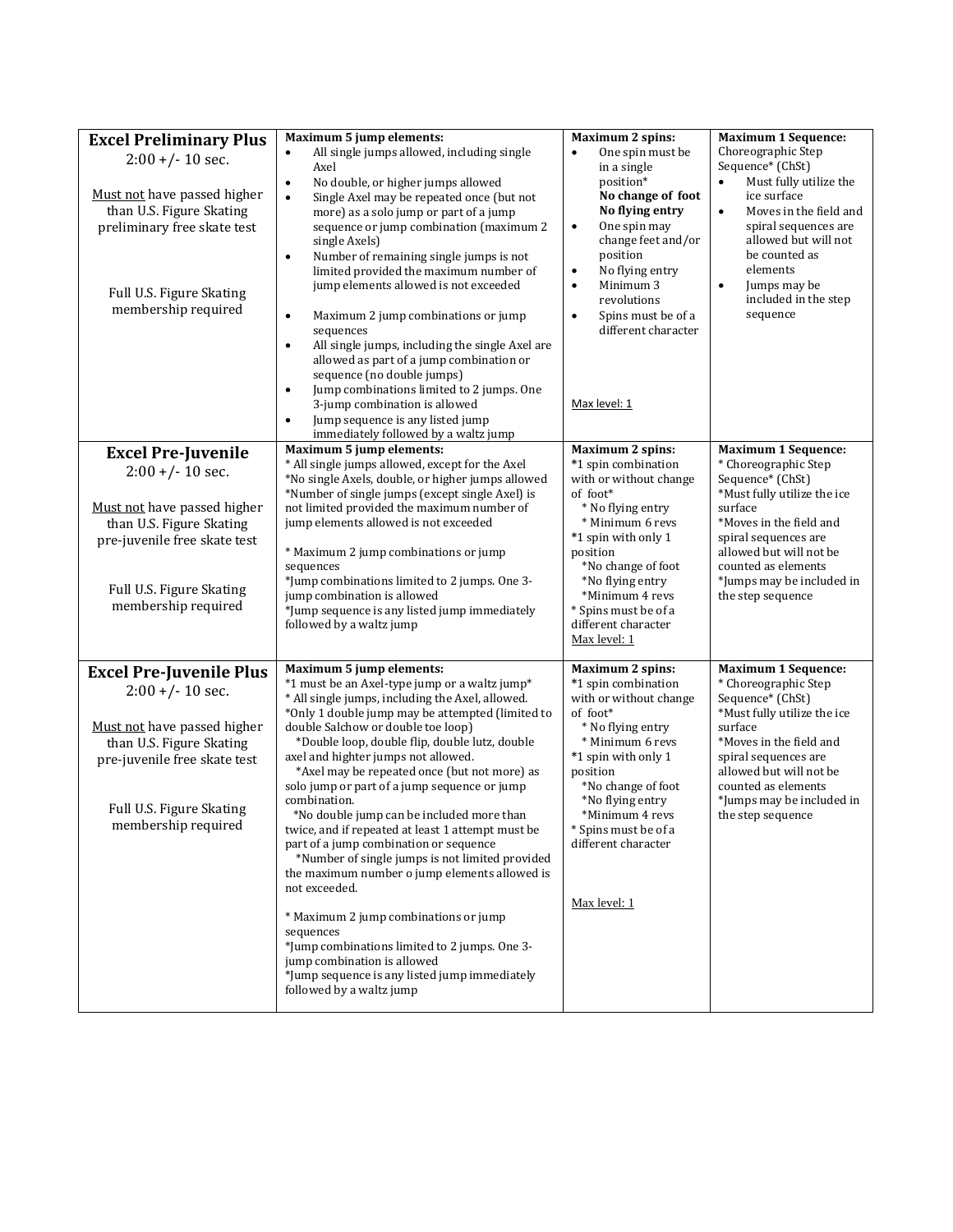| Level | Jump Elements | Spins | Sequence |
|---|---|---|---|
| **Excel Preliminary Plus**<br>2:00 +/- 10 sec.<br><br>Must not have passed higher than U.S. Figure Skating preliminary free skate test<br><br>Full U.S. Figure Skating membership required | **Maximum 5 jump elements:**<br>• All single jumps allowed, including single Axel<br>• No double, or higher jumps allowed<br>• Single Axel may be repeated once (but not more) as a solo jump or part of a jump sequence or jump combination (maximum 2 single Axels)<br>• Number of remaining single jumps is not limited provided the maximum number of jump elements allowed is not exceeded<br><br>• Maximum 2 jump combinations or jump sequences<br>• All single jumps, including the single Axel are allowed as part of a jump combination or sequence (no double jumps)<br>• Jump combinations limited to 2 jumps. One 3-jump combination is allowed<br>• Jump sequence is any listed jump immediately followed by a waltz jump | **Maximum 2 spins:**<br>• One spin must be in a single position* **No change of foot No flying entry**<br>• One spin may change feet and/or position<br>• No flying entry<br>• Minimum 3 revolutions<br>• Spins must be of a different character<br><br>Max level: 1 | **Maximum 1 Sequence:**<br>Choreographic Step Sequence* (ChSt)<br>• Must fully utilize the ice surface<br>• Moves in the field and spiral sequences are allowed but will not be counted as elements<br>• Jumps may be included in the step sequence |
| **Excel Pre-Juvenile**<br>2:00 +/- 10 sec.<br><br>Must not have passed higher than U.S. Figure Skating pre-juvenile free skate test<br><br>Full U.S. Figure Skating membership required | **Maximum 5 jump elements:**<br>* All single jumps allowed, except for the Axel<br>*No single Axels, double, or higher jumps allowed<br>*Number of single jumps (except single Axel) is not limited provided the maximum number of jump elements allowed is not exceeded<br><br>* Maximum 2 jump combinations or jump sequences<br>*Jump combinations limited to 2 jumps. One 3-jump combination is allowed<br>*Jump sequence is any listed jump immediately followed by a waltz jump | **Maximum 2 spins:**<br>*1 spin combination with or without change of foot*<br>* No flying entry<br>* Minimum 6 revs<br>*1 spin with only 1 position<br>*No change of foot<br>*No flying entry<br>*Minimum 4 revs<br>* Spins must be of a different character<br>Max level: 1 | **Maximum 1 Sequence:**<br>* Choreographic Step Sequence* (ChSt)<br>*Must fully utilize the ice surface<br>*Moves in the field and spiral sequences are allowed but will not be counted as elements<br>*Jumps may be included in the step sequence |
| **Excel Pre-Juvenile Plus**<br>2:00 +/- 10 sec.<br><br>Must not have passed higher than U.S. Figure Skating pre-juvenile free skate test<br><br>Full U.S. Figure Skating membership required | **Maximum 5 jump elements:**<br>*1 must be an Axel-type jump or a waltz jump*<br>* All single jumps, including the Axel, allowed.<br>*Only 1 double jump may be attempted (limited to double Salchow or double toe loop)<br>*Double loop, double flip, double lutz, double axel and highter jumps not allowed.<br>*Axel may be repeated once (but not more) as solo jump or part of a jump sequence or jump combination.<br>*No double jump can be included more than twice, and if repeated at least 1 attempt must be part of a jump combination or sequence<br>*Number of single jumps is not limited provided the maximum number o jump elements allowed is not exceeded.<br><br>* Maximum 2 jump combinations or jump sequences<br>*Jump combinations limited to 2 jumps. One 3-jump combination is allowed<br>*Jump sequence is any listed jump immediately followed by a waltz jump | **Maximum 2 spins:**<br>*1 spin combination with or without change of foot*<br>* No flying entry<br>* Minimum 6 revs<br>*1 spin with only 1 position<br>*No change of foot<br>*No flying entry<br>*Minimum 4 revs<br>* Spins must be of a different character<br><br>Max level: 1 | **Maximum 1 Sequence:**<br>* Choreographic Step Sequence* (ChSt)<br>*Must fully utilize the ice surface<br>*Moves in the field and spiral sequences are allowed but will not be counted as elements<br>*Jumps may be included in the step sequence |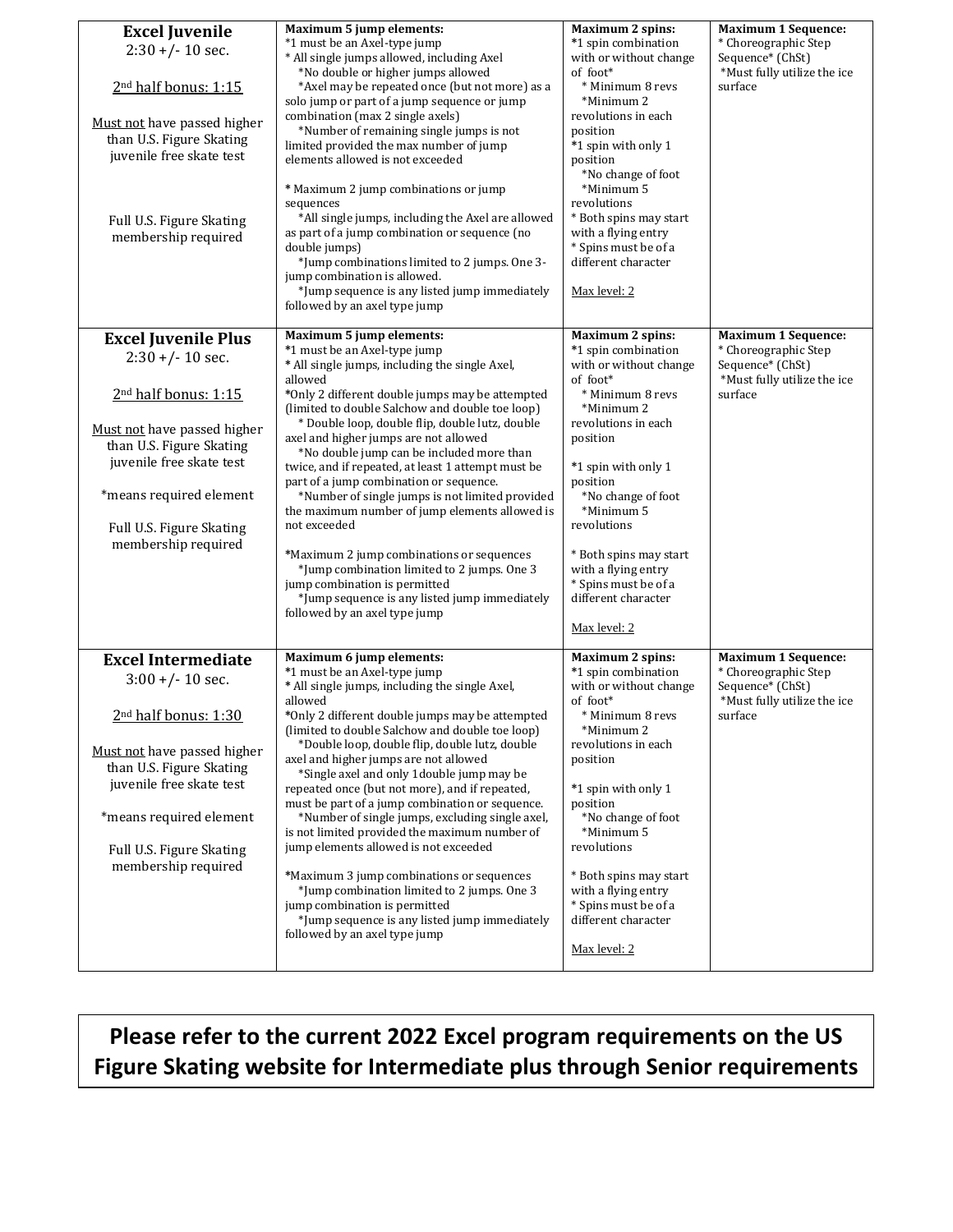| | | | |
|---|---|---|---|
| **Excel Juvenile**<br>2:30 +/- 10 sec.<br><br><u>2nd half bonus: 1:15</u><br><br><u>Must not</u> have passed higher than U.S. Figure Skating juvenile free skate test<br><br>Full U.S. Figure Skating membership required | **Maximum 5 jump elements:**<br>*1 must be an Axel-type jump<br>* All single jumps allowed, including Axel<br>*No double or higher jumps allowed<br>*Axel may be repeated once (but not more) as a solo jump or part of a jump sequence or jump combination (max 2 single axels)<br>*Number of remaining single jumps is not limited provided the max number of jump elements allowed is not exceeded<br><br>* Maximum 2 jump combinations or jump sequences<br>*All single jumps, including the Axel are allowed as part of a jump combination or sequence (no double jumps)<br>*Jump combinations limited to 2 jumps. One 3-jump combination is allowed.<br>*Jump sequence is any listed jump immediately followed by an axel type jump | **Maximum 2 spins:**<br>*1 spin combination with or without change of foot*<br>* Minimum 8 revs<br>*Minimum 2 revolutions in each position<br>*1 spin with only 1 position<br>*No change of foot<br>*Minimum 5 revolutions<br>* Both spins may start with a flying entry<br>* Spins must be of a different character<br><br><u>Max level: 2</u> | **Maximum 1 Sequence:**<br>* Choreographic Step Sequence* (ChSt)<br>*Must fully utilize the ice surface |
| **Excel Juvenile Plus**<br>2:30 +/- 10 sec.<br><br><u>2nd half bonus: 1:15</u><br><br><u>Must not</u> have passed higher than U.S. Figure Skating juvenile free skate test<br><br>*means required element<br><br>Full U.S. Figure Skating membership required | **Maximum 5 jump elements:**<br>*1 must be an Axel-type jump<br>* All single jumps, including the single Axel, allowed<br>*Only 2 different double jumps may be attempted (limited to double Salchow and double toe loop)<br>* Double loop, double flip, double lutz, double axel and higher jumps are not allowed<br>*No double jump can be included more than twice, and if repeated, at least 1 attempt must be part of a jump combination or sequence.<br>*Number of single jumps is not limited provided the maximum number of jump elements allowed is not exceeded<br><br>*Maximum 2 jump combinations or sequences<br>*Jump combination limited to 2 jumps. One 3 jump combination is permitted<br>*Jump sequence is any listed jump immediately followed by an axel type jump | **Maximum 2 spins:**<br>*1 spin combination with or without change of foot*<br>* Minimum 8 revs<br>*Minimum 2 revolutions in each position<br><br>*1 spin with only 1 position<br>*No change of foot<br>*Minimum 5 revolutions<br><br>* Both spins may start with a flying entry<br>* Spins must be of a different character<br><br><u>Max level: 2</u> | **Maximum 1 Sequence:**<br>* Choreographic Step Sequence* (ChSt)<br>*Must fully utilize the ice surface |
| **Excel Intermediate**<br>3:00 +/- 10 sec.<br><br><u>2nd half bonus: 1:30</u><br><br><u>Must not</u> have passed higher than U.S. Figure Skating juvenile free skate test<br><br>*means required element<br><br>Full U.S. Figure Skating membership required | **Maximum 6 jump elements:**<br>*1 must be an Axel-type jump<br>* All single jumps, including the single Axel, allowed<br>*Only 2 different double jumps may be attempted (limited to double Salchow and double toe loop)<br>*Double loop, double flip, double lutz, double axel and higher jumps are not allowed<br>*Single axel and only 1 double jump may be repeated once (but not more), and if repeated, must be part of a jump combination or sequence.<br>*Number of single jumps, excluding single axel, is not limited provided the maximum number of jump elements allowed is not exceeded<br><br>*Maximum 3 jump combinations or sequences<br>*Jump combination limited to 2 jumps. One 3 jump combination is permitted<br>*Jump sequence is any listed jump immediately followed by an axel type jump | **Maximum 2 spins:**<br>*1 spin combination with or without change of foot*<br>* Minimum 8 revs<br>*Minimum 2 revolutions in each position<br><br>*1 spin with only 1 position<br>*No change of foot<br>*Minimum 5 revolutions<br><br>* Both spins may start with a flying entry<br>* Spins must be of a different character<br><br><u>Max level: 2</u> | **Maximum 1 Sequence:**<br>* Choreographic Step Sequence* (ChSt)<br>*Must fully utilize the ice surface |

**Please refer to the current 2022 Excel program requirements on the US Figure Skating website for Intermediate plus through Senior requirements**